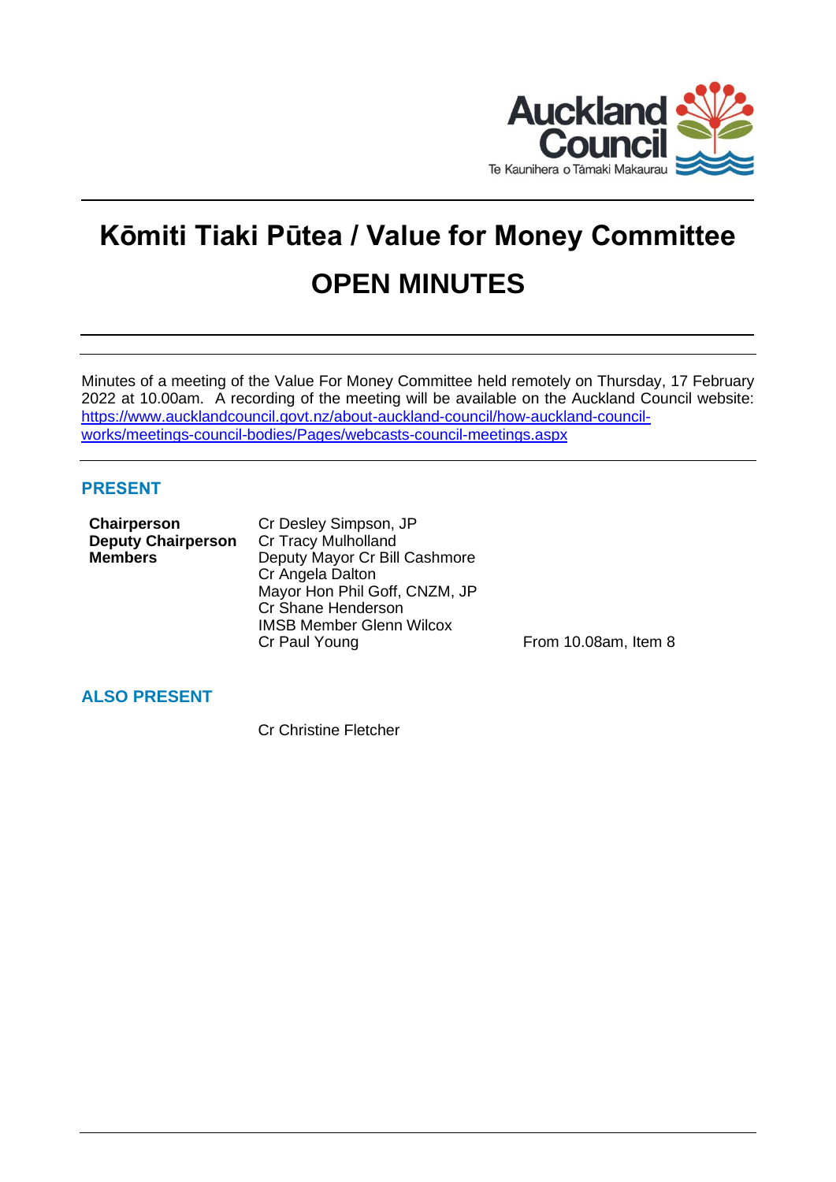# Kōmiti Tiaki Pūtea / Value for Money Committee

# OPEN MINUTES

Minutes of a meeting of the Value For Money Committee held remotely on Thursday, 17 February 2022 at 10.00am. A recording of the meeting will be available on the Auckland Council website: https://www.aucklandcouncil.govt.nz/about-auckland-council/how-auckland-council-works/meetings-council-bodies/Pages/webcasts-council-meetings.aspx

## PRESENT

| | | |
|---|---|---|
| **Chairperson** | Cr Desley Simpson, JP | |
| **Deputy Chairperson** | Cr Tracy Mulholland | |
| **Members** | Deputy Mayor Cr Bill Cashmore | |
| | Cr Angela Dalton | |
| | Mayor Hon Phil Goff, CNZM, JP | |
| | Cr Shane Henderson | |
| | IMSB Member Glenn Wilcox | |
| | Cr Paul Young | From 10.08am, Item 8 |

## ALSO PRESENT

Cr Christine Fletcher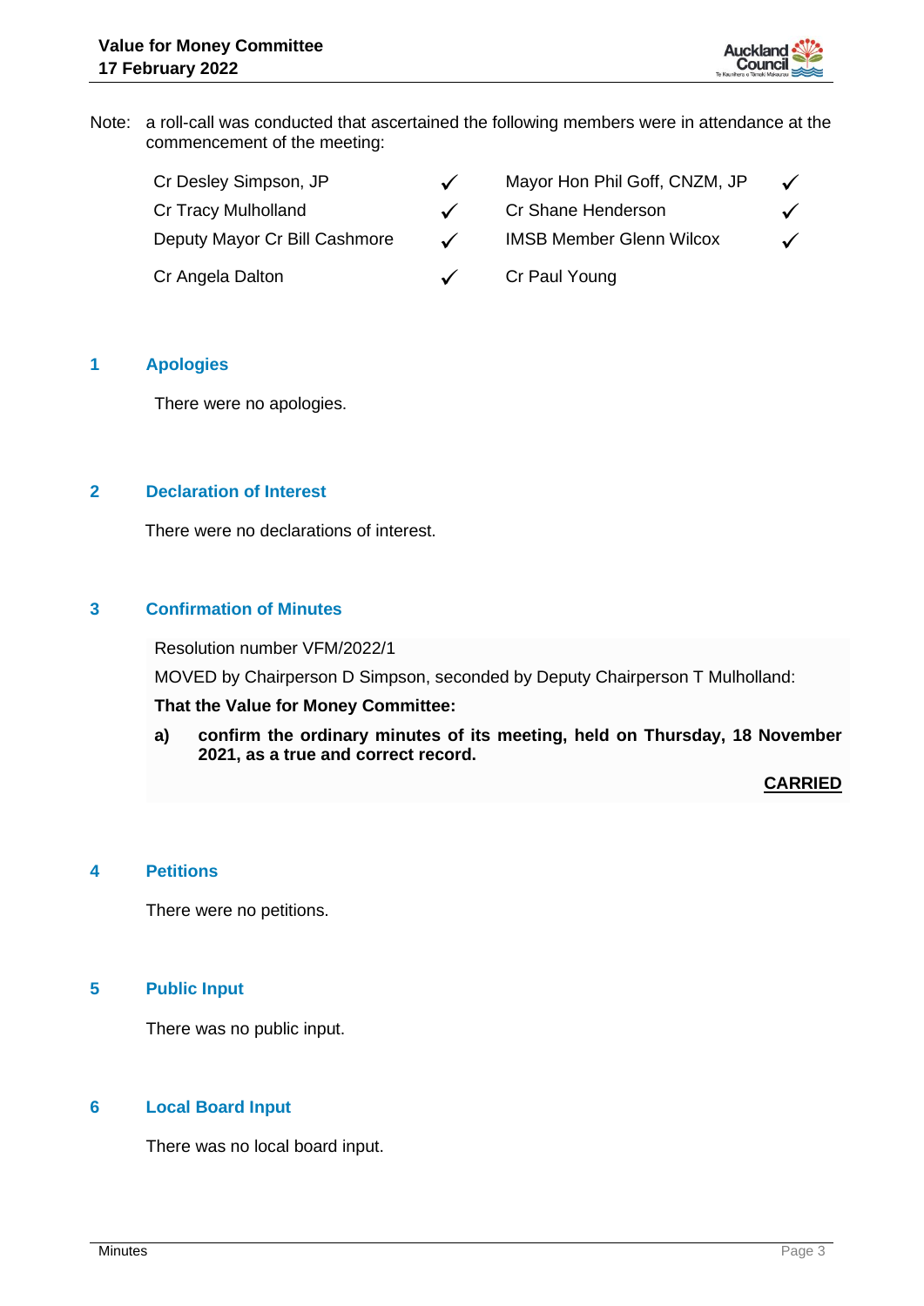Note: a roll-call was conducted that ascertained the following members were in attendance at the commencement of the meeting:

| | | | |
|---|---|---|---|
| Cr Desley Simpson, JP | ✓ | Mayor Hon Phil Goff, CNZM, JP | ✓ |
| Cr Tracy Mulholland | ✓ | Cr Shane Henderson | ✓ |
| Deputy Mayor Cr Bill Cashmore | ✓ | IMSB Member Glenn Wilcox | ✓ |
| Cr Angela Dalton | ✓ | Cr Paul Young | |

## 1 Apologies

There were no apologies.

## 2 Declaration of Interest

There were no declarations of interest.

## 3 Confirmation of Minutes

Resolution number VFM/2022/1

MOVED by Chairperson D Simpson, seconded by Deputy Chairperson T Mulholland:

**That the Value for Money Committee:**

**a) confirm the ordinary minutes of its meeting, held on Thursday, 18 November 2021, as a true and correct record.**

**CARRIED**

## 4 Petitions

There were no petitions.

## 5 Public Input

There was no public input.

## 6 Local Board Input

There was no local board input.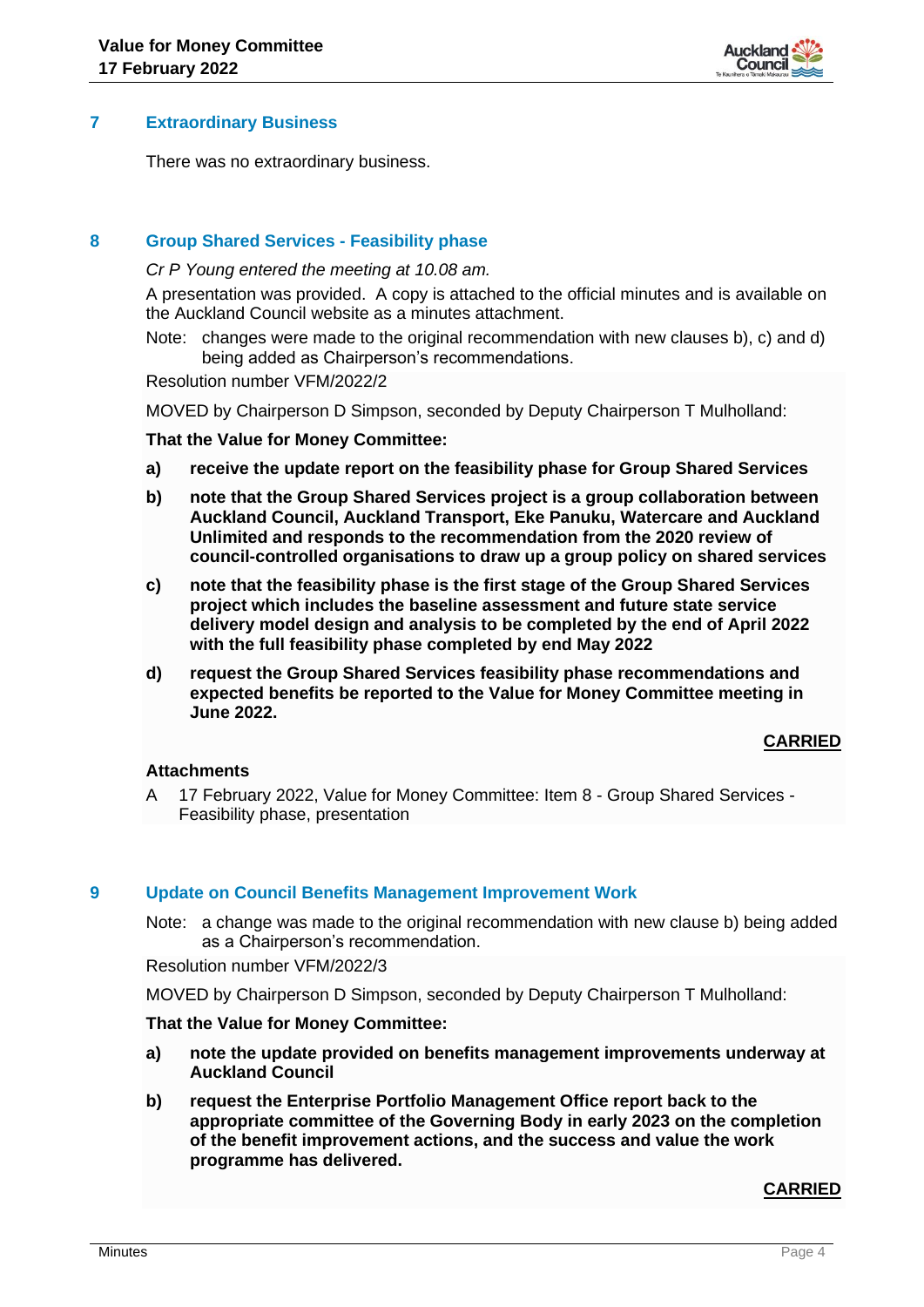## 7 Extraordinary Business

There was no extraordinary business.

## 8 Group Shared Services - Feasibility phase

*Cr P Young entered the meeting at 10.08 am.*

A presentation was provided. A copy is attached to the official minutes and is available on the Auckland Council website as a minutes attachment.

Note: changes were made to the original recommendation with new clauses b), c) and d) being added as Chairperson's recommendations.

Resolution number VFM/2022/2

MOVED by Chairperson D Simpson, seconded by Deputy Chairperson T Mulholland:

**That the Value for Money Committee:**

**a) receive the update report on the feasibility phase for Group Shared Services**

**b) note that the Group Shared Services project is a group collaboration between Auckland Council, Auckland Transport, Eke Panuku, Watercare and Auckland Unlimited and responds to the recommendation from the 2020 review of council-controlled organisations to draw up a group policy on shared services**

**c) note that the feasibility phase is the first stage of the Group Shared Services project which includes the baseline assessment and future state service delivery model design and analysis to be completed by the end of April 2022 with the full feasibility phase completed by end May 2022**

**d) request the Group Shared Services feasibility phase recommendations and expected benefits be reported to the Value for Money Committee meeting in June 2022.**

**CARRIED**

**Attachments**

A 17 February 2022, Value for Money Committee: Item 8 - Group Shared Services - Feasibility phase, presentation

## 9 Update on Council Benefits Management Improvement Work

Note: a change was made to the original recommendation with new clause b) being added as a Chairperson's recommendation.

Resolution number VFM/2022/3

MOVED by Chairperson D Simpson, seconded by Deputy Chairperson T Mulholland:

**That the Value for Money Committee:**

**a) note the update provided on benefits management improvements underway at Auckland Council**

**b) request the Enterprise Portfolio Management Office report back to the appropriate committee of the Governing Body in early 2023 on the completion of the benefit improvement actions, and the success and value the work programme has delivered.**

**CARRIED**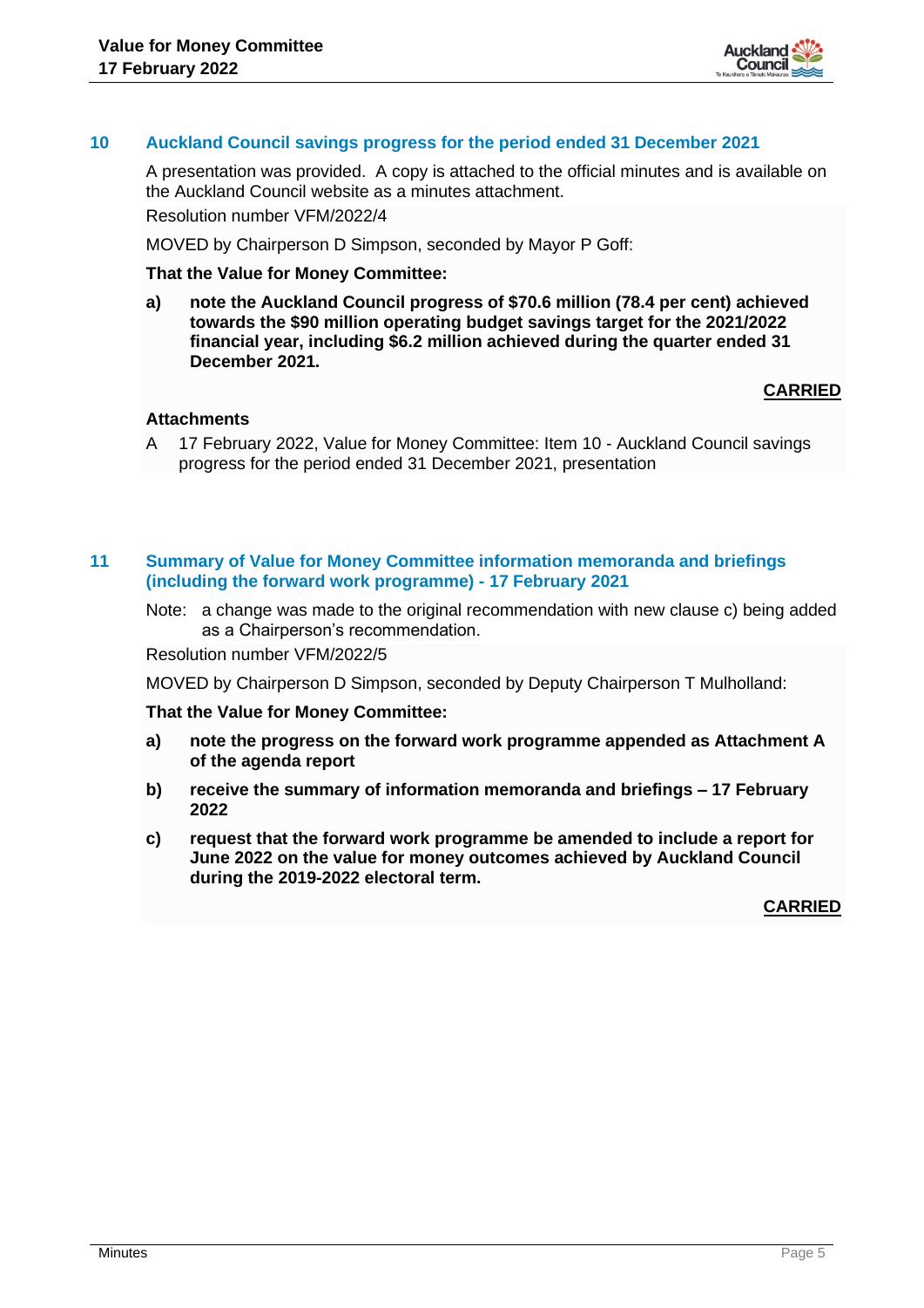## 10 Auckland Council savings progress for the period ended 31 December 2021

A presentation was provided. A copy is attached to the official minutes and is available on the Auckland Council website as a minutes attachment.

Resolution number VFM/2022/4

MOVED by Chairperson D Simpson, seconded by Mayor P Goff:

**That the Value for Money Committee:**

**a) note the Auckland Council progress of $70.6 million (78.4 per cent) achieved towards the $90 million operating budget savings target for the 2021/2022 financial year, including $6.2 million achieved during the quarter ended 31 December 2021.**

**CARRIED**

**Attachments**

A 17 February 2022, Value for Money Committee: Item 10 - Auckland Council savings progress for the period ended 31 December 2021, presentation

## 11 Summary of Value for Money Committee information memoranda and briefings (including the forward work programme) - 17 February 2021

Note: a change was made to the original recommendation with new clause c) being added as a Chairperson's recommendation.

Resolution number VFM/2022/5

MOVED by Chairperson D Simpson, seconded by Deputy Chairperson T Mulholland:

**That the Value for Money Committee:**

**a) note the progress on the forward work programme appended as Attachment A of the agenda report**

**b) receive the summary of information memoranda and briefings – 17 February 2022**

**c) request that the forward work programme be amended to include a report for June 2022 on the value for money outcomes achieved by Auckland Council during the 2019-2022 electoral term.**

**CARRIED**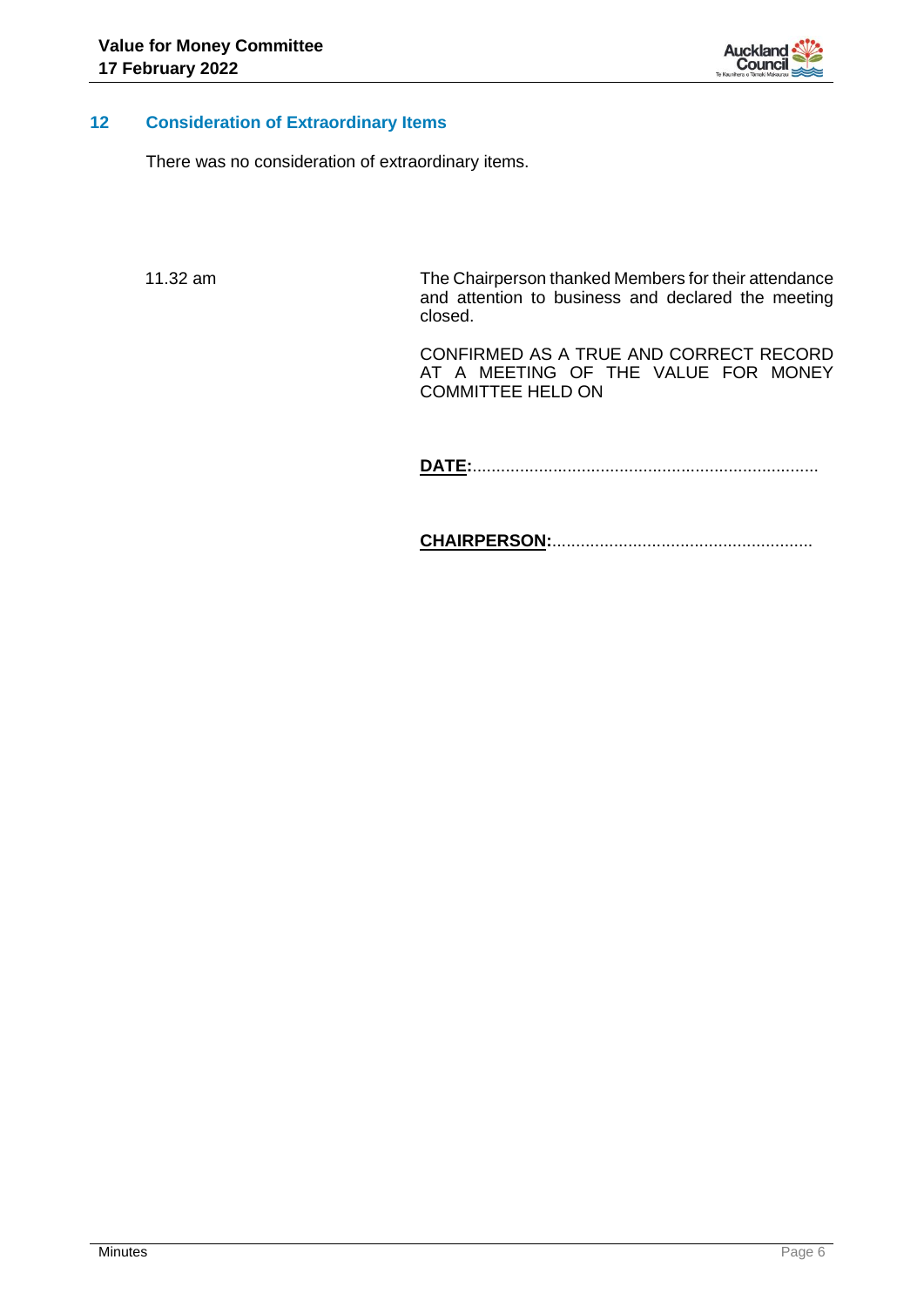## 12 Consideration of Extraordinary Items

There was no consideration of extraordinary items.

11.32 am

The Chairperson thanked Members for their attendance and attention to business and declared the meeting closed.

CONFIRMED AS A TRUE AND CORRECT RECORD AT A MEETING OF THE VALUE FOR MONEY COMMITTEE HELD ON

**DATE:**.........................................................................

**CHAIRPERSON:**.......................................................